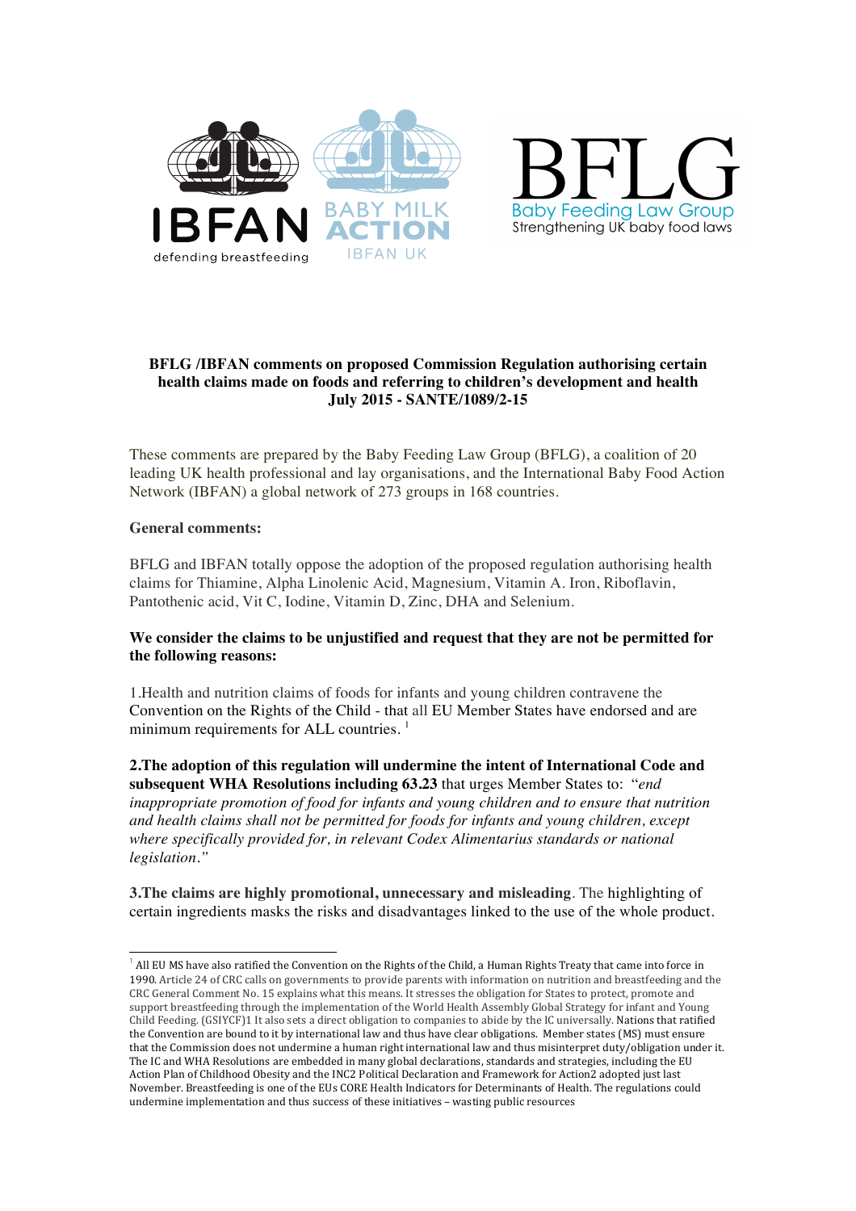IBFAN
defending breastfeeding

BABY MILK ACTION
IBFAN UK

BFLG
Baby Feeding Law Group
Strengthening UK baby food laws

**BFLG /IBFAN comments on proposed Commission Regulation authorising certain health claims made on foods and referring to children's development and health July 2015 - SANTE/1089/2-15**

These comments are prepared by the Baby Feeding Law Group (BFLG), a coalition of 20 leading UK health professional and lay organisations, and the International Baby Food Action Network (IBFAN) a global network of 273 groups in 168 countries.

**General comments:**

BFLG and IBFAN totally oppose the adoption of the proposed regulation authorising health claims for Thiamine, Alpha Linolenic Acid, Magnesium, Vitamin A. Iron, Riboflavin, Pantothenic acid, Vit C, Iodine, Vitamin D, Zinc, DHA and Selenium.

**We consider the claims to be unjustified and request that they are not be permitted for the following reasons:**

1.Health and nutrition claims of foods for infants and young children contravene the Convention on the Rights of the Child - that all EU Member States have endorsed and are minimum requirements for ALL countries. [1]

**2.The adoption of this regulation will undermine the intent of International Code and subsequent WHA Resolutions including 63.23** that urges Member States to: "*end inappropriate promotion of food for infants and young children and to ensure that nutrition and health claims shall not be permitted for foods for infants and young children, except where specifically provided for, in relevant Codex Alimentarius standards or national legislation*."

**3.The claims are highly promotional, unnecessary and misleading**. The highlighting of certain ingredients masks the risks and disadvantages linked to the use of the whole product.

---

[1] All EU MS have also ratified the Convention on the Rights of the Child, a Human Rights Treaty that came into force in 1990. Article 24 of CRC calls on governments to provide parents with information on nutrition and breastfeeding and the CRC General Comment No. 15 explains what this means. It stresses the obligation for States to protect, promote and support breastfeeding through the implementation of the World Health Assembly Global Strategy for infant and Young Child Feeding. (GSIYCF)1 It also sets a direct obligation to companies to abide by the IC universally. Nations that ratified the Convention are bound to it by international law and thus have clear obligations. Member states (MS) must ensure that the Commission does not undermine a human right international law and thus misinterpret duty/obligation under it. The IC and WHA Resolutions are embedded in many global declarations, standards and strategies, including the EU Action Plan of Childhood Obesity and the INC2 Political Declaration and Framework for Action2 adopted just last November. Breastfeeding is one of the EUs CORE Health Indicators for Determinants of Health. The regulations could undermine implementation and thus success of these initiatives – wasting public resources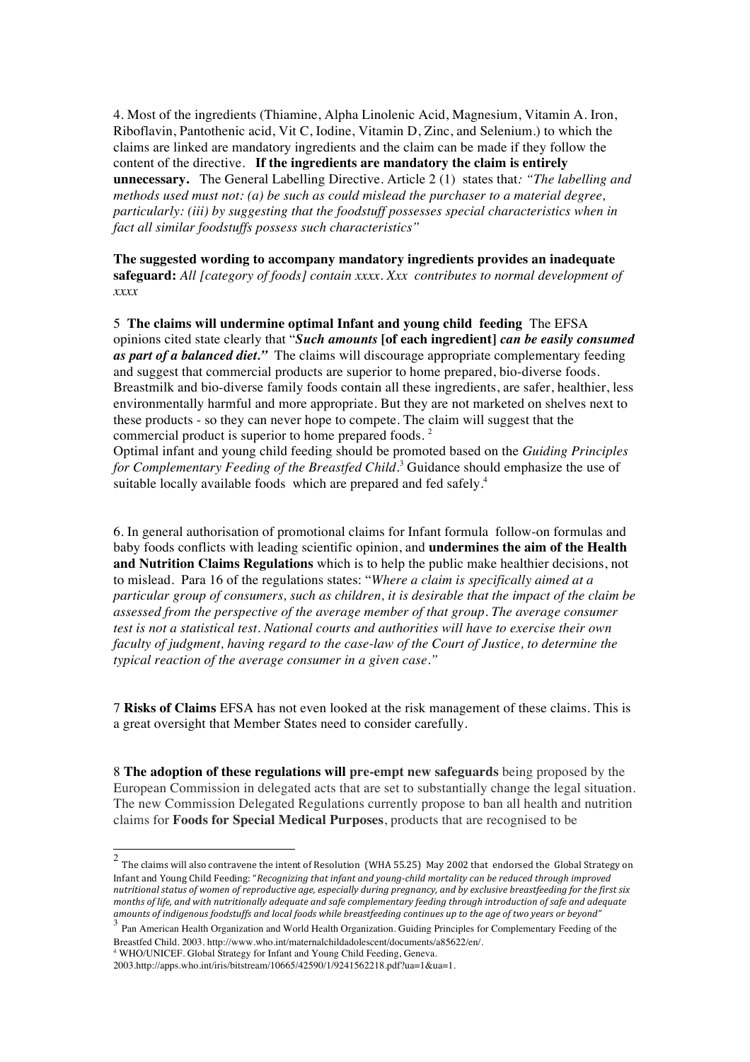4. Most of the ingredients (Thiamine, Alpha Linolenic Acid, Magnesium, Vitamin A. Iron, Riboflavin, Pantothenic acid, Vit C, Iodine, Vitamin D, Zinc, and Selenium.) to which the claims are linked are mandatory ingredients and the claim can be made if they follow the content of the directive. **If the ingredients are mandatory the claim is entirely unnecessary.** The General Labelling Directive. Article 2 (1) states that*: "The labelling and methods used must not: (a) be such as could mislead the purchaser to a material degree, particularly: (iii) by suggesting that the foodstuff possesses special characteristics when in fact all similar foodstuffs possess such characteristics"*

**The suggested wording to accompany mandatory ingredients provides an inadequate safeguard:** *All [category of foods] contain xxxx. Xxx contributes to normal development of xxxx*

5 **The claims will undermine optimal Infant and young child feeding** The EFSA opinions cited state clearly that "***Such amounts* [of each ingredient] *can be easily consumed as part of a balanced diet."*** The claims will discourage appropriate complementary feeding and suggest that commercial products are superior to home prepared, bio-diverse foods. Breastmilk and bio-diverse family foods contain all these ingredients, are safer, healthier, less environmentally harmful and more appropriate. But they are not marketed on shelves next to these products - so they can never hope to compete. The claim will suggest that the commercial product is superior to home prepared foods. [2]

Optimal infant and young child feeding should be promoted based on the *Guiding Principles for Complementary Feeding of the Breastfed Child*.[3] Guidance should emphasize the use of suitable locally available foods which are prepared and fed safely.[4]

6. In general authorisation of promotional claims for Infant formula follow-on formulas and baby foods conflicts with leading scientific opinion, and **undermines the aim of the Health and Nutrition Claims Regulations** which is to help the public make healthier decisions, not to mislead. Para 16 of the regulations states: "*Where a claim is specifically aimed at a particular group of consumers, such as children, it is desirable that the impact of the claim be assessed from the perspective of the average member of that group. The average consumer test is not a statistical test. National courts and authorities will have to exercise their own faculty of judgment, having regard to the case-law of the Court of Justice, to determine the typical reaction of the average consumer in a given case."*

7 **Risks of Claims** EFSA has not even looked at the risk management of these claims. This is a great oversight that Member States need to consider carefully.

8 **The adoption of these regulations will pre-empt new safeguards** being proposed by the European Commission in delegated acts that are set to substantially change the legal situation. The new Commission Delegated Regulations currently propose to ban all health and nutrition claims for **Foods for Special Medical Purposes**, products that are recognised to be

---

[2] The claims will also contravene the intent of Resolution (WHA 55.25) May 2002 that endorsed the Global Strategy on Infant and Young Child Feeding: "*Recognizing that infant and young-child mortality can be reduced through improved nutritional status of women of reproductive age, especially during pregnancy, and by exclusive breastfeeding for the first six months of life, and with nutritionally adequate and safe complementary feeding through introduction of safe and adequate amounts of indigenous foodstuffs and local foods while breastfeeding continues up to the age of two years or beyond"*

[3] Pan American Health Organization and World Health Organization. Guiding Principles for Complementary Feeding of the Breastfed Child. 2003. http://www.who.int/maternalchildadolescent/documents/a85622/en/.

[4] WHO/UNICEF. Global Strategy for Infant and Young Child Feeding, Geneva. 2003.http://apps.who.int/iris/bitstream/10665/42590/1/9241562218.pdf?ua=1&ua=1.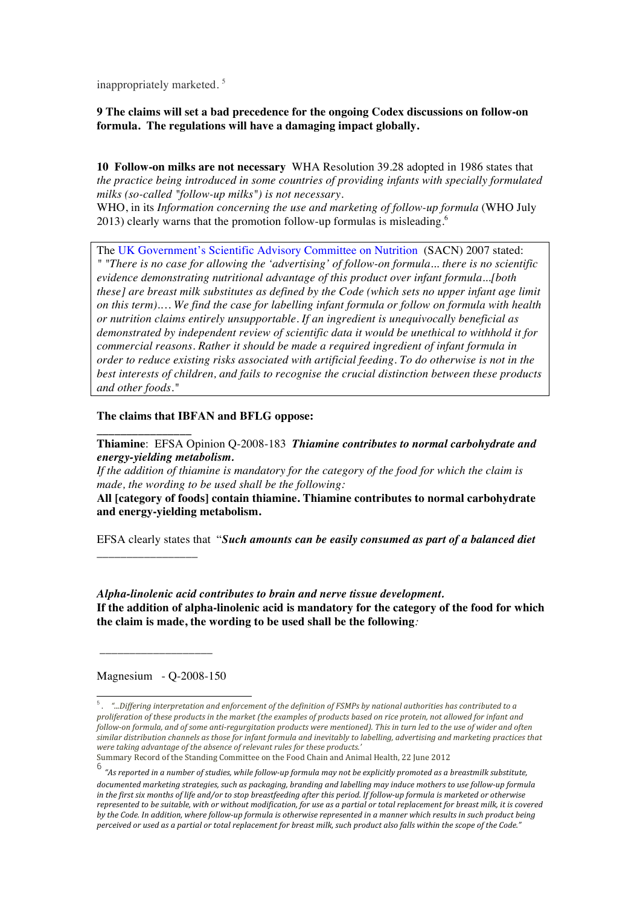inappropriately marketed.[5]

**9 The claims will set a bad precedence for the ongoing Codex discussions on follow-on formula. The regulations will have a damaging impact globally.**

**10 Follow-on milks are not necessary** WHA Resolution 39.28 adopted in 1986 states that *the practice being introduced in some countries of providing infants with specially formulated milks (so-called "follow-up milks") is not necessary*.
WHO, in its *Information concerning the use and marketing of follow-up formula* (WHO July 2013) clearly warns that the promotion follow-up formulas is misleading.[6]

> The UK Government's Scientific Advisory Committee on Nutrition (SACN) 2007 stated: *" "There is no case for allowing the 'advertising' of follow-on formula... there is no scientific evidence demonstrating nutritional advantage of this product over infant formula...[both these] are breast milk substitutes as defined by the Code (which sets no upper infant age limit on this term)…. We find the case for labelling infant formula or follow on formula with health or nutrition claims entirely unsupportable. If an ingredient is unequivocally beneficial as demonstrated by independent review of scientific data it would be unethical to withhold it for commercial reasons. Rather it should be made a required ingredient of infant formula in order to reduce existing risks associated with artificial feeding. To do otherwise is not in the best interests of children, and fails to recognise the crucial distinction between these products and other foods."*

**The claims that IBFAN and BFLG oppose:**

---

**Thiamine**: EFSA Opinion Q-2008-183 ***Thiamine contributes to normal carbohydrate and energy-yielding metabolism.***
*If the addition of thiamine is mandatory for the category of the food for which the claim is made, the wording to be used shall be the following:*
**All [category of foods] contain thiamine. Thiamine contributes to normal carbohydrate and energy-yielding metabolism.**

EFSA clearly states that "***Such amounts can be easily consumed as part of a balanced diet***

---

***Alpha-linolenic acid contributes to brain and nerve tissue development.***
**If the addition of alpha-linolenic acid is mandatory for the category of the food for which the claim is made, the wording to be used shall be the following***:*

---

Magnesium - Q-2008-150

---

[5]. *"...Differing interpretation and enforcement of the definition of FSMPs by national authorities has contributed to a proliferation of these products in the market (the examples of products based on rice protein, not allowed for infant and follow-on formula, and of some anti-regurgitation products were mentioned). This in turn led to the use of wider and often similar distribution channels as those for infant formula and inevitably to labelling, advertising and marketing practices that were taking advantage of the absence of relevant rules for these products.'*
Summary Record of the Standing Committee on the Food Chain and Animal Health, 22 June 2012

[6] *"As reported in a number of studies, while follow-up formula may not be explicitly promoted as a breastmilk substitute, documented marketing strategies, such as packaging, branding and labelling may induce mothers to use follow-up formula in the first six months of life and/or to stop breastfeeding after this period. If follow-up formula is marketed or otherwise represented to be suitable, with or without modification, for use as a partial or total replacement for breast milk, it is covered by the Code. In addition, where follow-up formula is otherwise represented in a manner which results in such product being perceived or used as a partial or total replacement for breast milk, such product also falls within the scope of the Code."*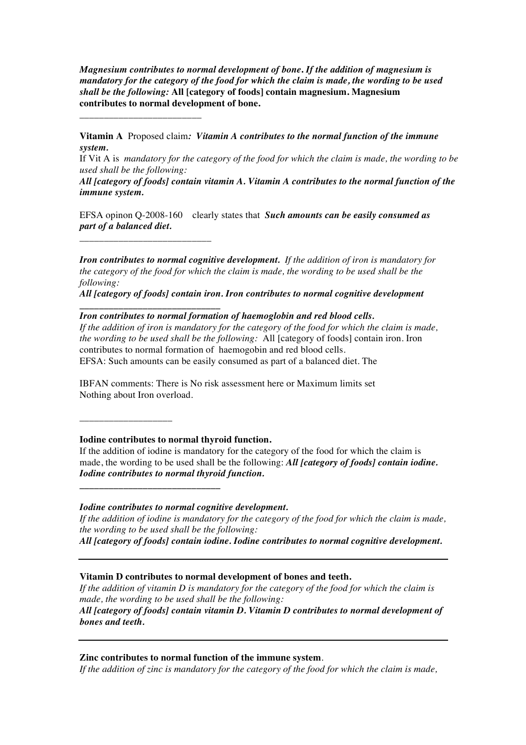***Magnesium contributes to normal development of bone. If the addition of magnesium is mandatory for the category of the food for which the claim is made, the wording to be used shall be the following:*** **All [category of foods] contain magnesium. Magnesium contributes to normal development of bone.**

---

**Vitamin A** Proposed claim***: Vitamin A contributes to the normal function of the immune system.***

If Vit A is *mandatory for the category of the food for which the claim is made, the wording to be used shall be the following:*

***All [category of foods] contain vitamin A. Vitamin A contributes to the normal function of the immune system.***

EFSA opinon Q-2008-160 clearly states that ***Such amounts can be easily consumed as part of a balanced diet.***

---

***Iron contributes to normal cognitive development.*** *If the addition of iron is mandatory for the category of the food for which the claim is made, the wording to be used shall be the following:*

***All [category of foods] contain iron. Iron contributes to normal cognitive development***

---

***Iron contributes to normal formation of haemoglobin and red blood cells.***

*If the addition of iron is mandatory for the category of the food for which the claim is made, the wording to be used shall be the following:* All [category of foods] contain iron. Iron contributes to normal formation of haemogobin and red blood cells.

EFSA: Such amounts can be easily consumed as part of a balanced diet. The

IBFAN comments: There is No risk assessment here or Maximum limits set
Nothing about Iron overload.

---

**Iodine contributes to normal thyroid function.**

If the addition of iodine is mandatory for the category of the food for which the claim is made, the wording to be used shall be the following: ***All [category of foods] contain iodine. Iodine contributes to normal thyroid function.***

---

***Iodine contributes to normal cognitive development.***

*If the addition of iodine is mandatory for the category of the food for which the claim is made, the wording to be used shall be the following:*

***All [category of foods] contain iodine. Iodine contributes to normal cognitive development.***

---

**Vitamin D contributes to normal development of bones and teeth.**

*If the addition of vitamin D is mandatory for the category of the food for which the claim is made, the wording to be used shall be the following:*

***All [category of foods] contain vitamin D. Vitamin D contributes to normal development of bones and teeth.***

---

**Zinc contributes to normal function of the immune system**.

*If the addition of zinc is mandatory for the category of the food for which the claim is made,*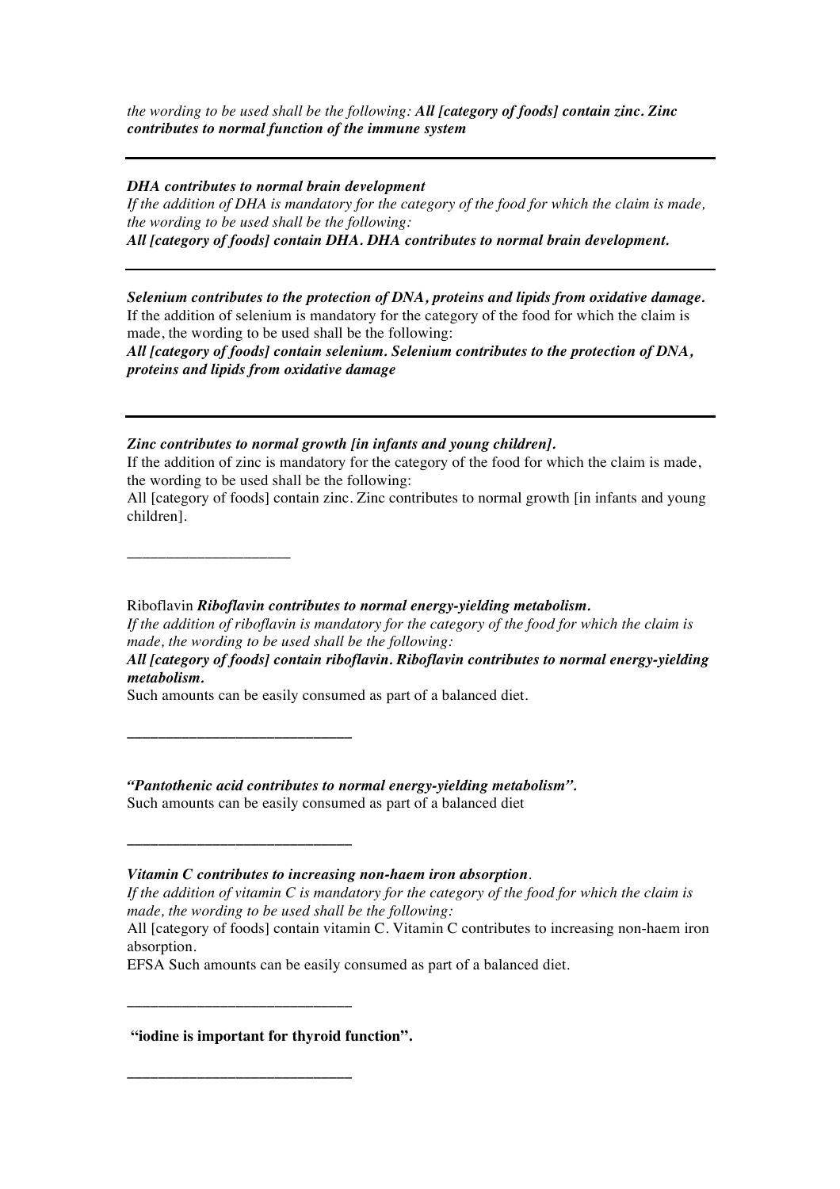*the wording to be used shall be the following:* ***All [category of foods] contain zinc. Zinc contributes to normal function of the immune system***

---

***DHA contributes to normal brain development***
*If the addition of DHA is mandatory for the category of the food for which the claim is made, the wording to be used shall be the following:*
***All [category of foods] contain DHA. DHA contributes to normal brain development.***

---

***Selenium contributes to the protection of DNA, proteins and lipids from oxidative damage.***
If the addition of selenium is mandatory for the category of the food for which the claim is made, the wording to be used shall be the following:
***All [category of foods] contain selenium. Selenium contributes to the protection of DNA, proteins and lipids from oxidative damage***

---

***Zinc contributes to normal growth [in infants and young children].***
If the addition of zinc is mandatory for the category of the food for which the claim is made, the wording to be used shall be the following:
All [category of foods] contain zinc. Zinc contributes to normal growth [in infants and young children].

---

Riboflavin ***Riboflavin contributes to normal energy-yielding metabolism.***
*If the addition of riboflavin is mandatory for the category of the food for which the claim is made, the wording to be used shall be the following:*
***All [category of foods] contain riboflavin. Riboflavin contributes to normal energy-yielding metabolism.***
Such amounts can be easily consumed as part of a balanced diet.

---

***"Pantothenic acid contributes to normal energy-yielding metabolism".***
Such amounts can be easily consumed as part of a balanced diet

---

***Vitamin C contributes to increasing non-haem iron absorption***.
*If the addition of vitamin C is mandatory for the category of the food for which the claim is made, the wording to be used shall be the following:*
All [category of foods] contain vitamin C. Vitamin C contributes to increasing non-haem iron absorption.
EFSA Such amounts can be easily consumed as part of a balanced diet.

---

**"iodine is important for thyroid function".**

---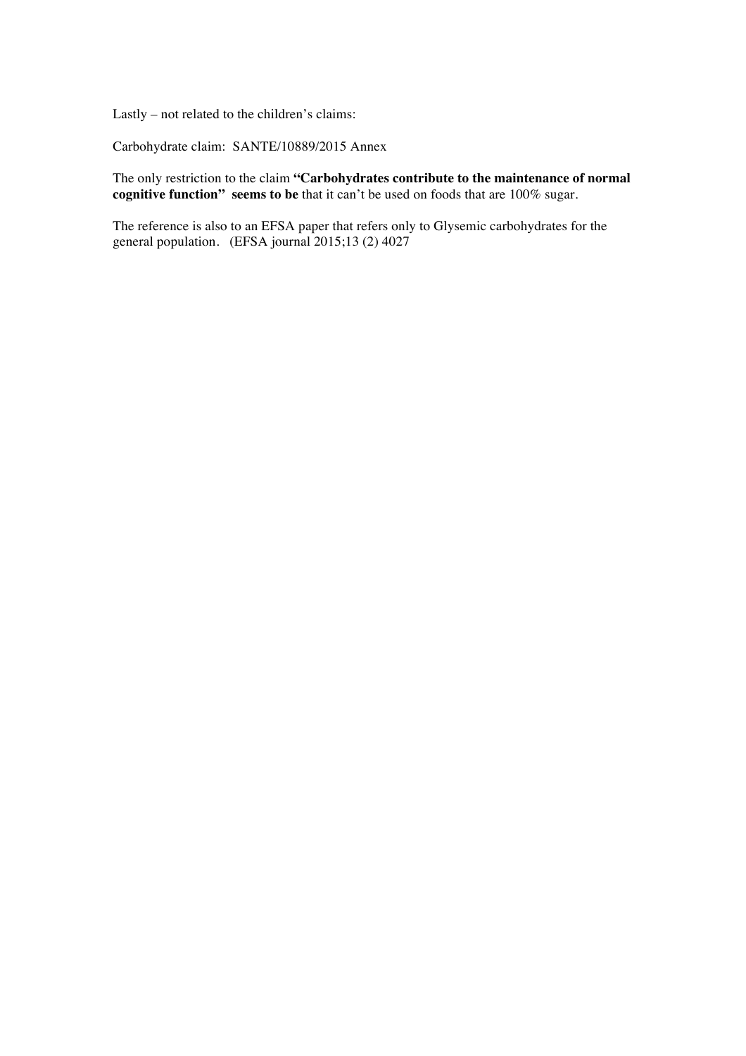Lastly – not related to the children's claims:

Carbohydrate claim: SANTE/10889/2015 Annex

The only restriction to the claim **"Carbohydrates contribute to the maintenance of normal cognitive function" seems to be** that it can't be used on foods that are 100% sugar.

The reference is also to an EFSA paper that refers only to Glysemic carbohydrates for the general population. (EFSA journal 2015;13 (2) 4027